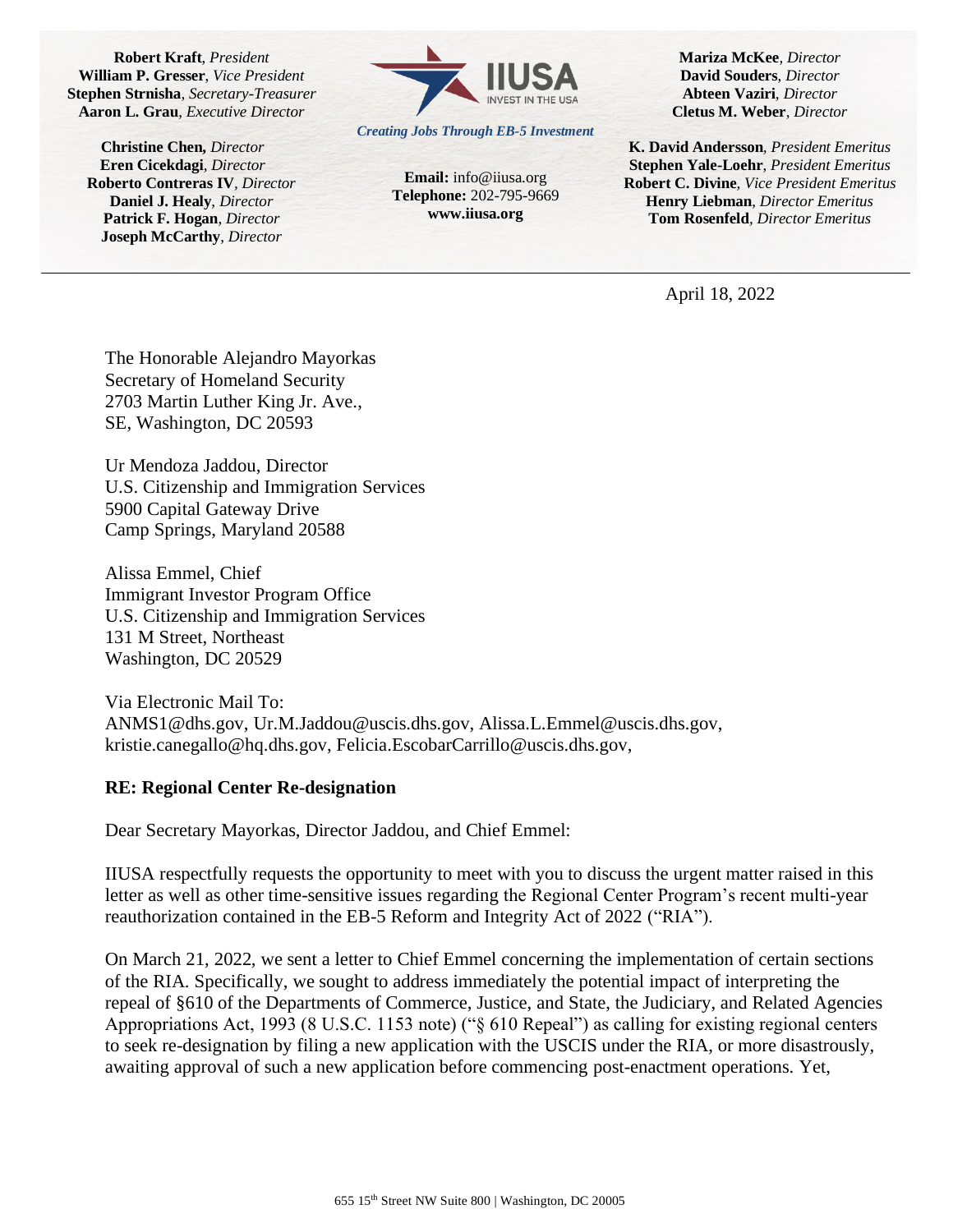**Robert Kraft**, *President*
**William P. Gresser**, *Vice President*
**Stephen Strnisha**, *Secretary-Treasurer*
**Aaron L. Grau**, *Executive Director*

**Christine Chen,** *Director*
**Eren Cicekdagi**, *Director*
**Roberto Contreras IV**, *Director*
**Daniel J. Healy**, *Director*
**Patrick F. Hogan**, *Director*
**Joseph McCarthy**, *Director*

IIUSA
INVEST IN THE USA

*Creating Jobs Through EB-5 Investment*

**Email:** info@iiusa.org
**Telephone:** 202-795-9669
**www.iiusa.org**

**Mariza McKee**, *Director*
**David Souders**, *Director*
**Abteen Vaziri**, *Director*
**Cletus M. Weber**, *Director*

**K. David Andersson**, *President Emeritus*
**Stephen Yale-Loehr**, *President Emeritus*
**Robert C. Divine**, *Vice President Emeritus*
**Henry Liebman**, *Director Emeritus*
**Tom Rosenfeld**, *Director Emeritus*

---

April 18, 2022

The Honorable Alejandro Mayorkas
Secretary of Homeland Security
2703 Martin Luther King Jr. Ave.,
SE, Washington, DC 20593

Ur Mendoza Jaddou, Director
U.S. Citizenship and Immigration Services
5900 Capital Gateway Drive
Camp Springs, Maryland 20588

Alissa Emmel, Chief
Immigrant Investor Program Office
U.S. Citizenship and Immigration Services
131 M Street, Northeast
Washington, DC 20529

Via Electronic Mail To:
ANMS1@dhs.gov, Ur.M.Jaddou@uscis.dhs.gov, Alissa.L.Emmel@uscis.dhs.gov, kristie.canegallo@hq.dhs.gov, Felicia.EscobarCarrillo@uscis.dhs.gov,

**RE: Regional Center Re-designation**

Dear Secretary Mayorkas, Director Jaddou, and Chief Emmel:

IIUSA respectfully requests the opportunity to meet with you to discuss the urgent matter raised in this letter as well as other time-sensitive issues regarding the Regional Center Program's recent multi-year reauthorization contained in the EB-5 Reform and Integrity Act of 2022 ("RIA").

On March 21, 2022, we sent a letter to Chief Emmel concerning the implementation of certain sections of the RIA. Specifically, we sought to address immediately the potential impact of interpreting the repeal of §610 of the Departments of Commerce, Justice, and State, the Judiciary, and Related Agencies Appropriations Act, 1993 (8 U.S.C. 1153 note) ("§ 610 Repeal") as calling for existing regional centers to seek re-designation by filing a new application with the USCIS under the RIA, or more disastrously, awaiting approval of such a new application before commencing post-enactment operations. Yet,

655 15th Street NW Suite 800 | Washington, DC 20005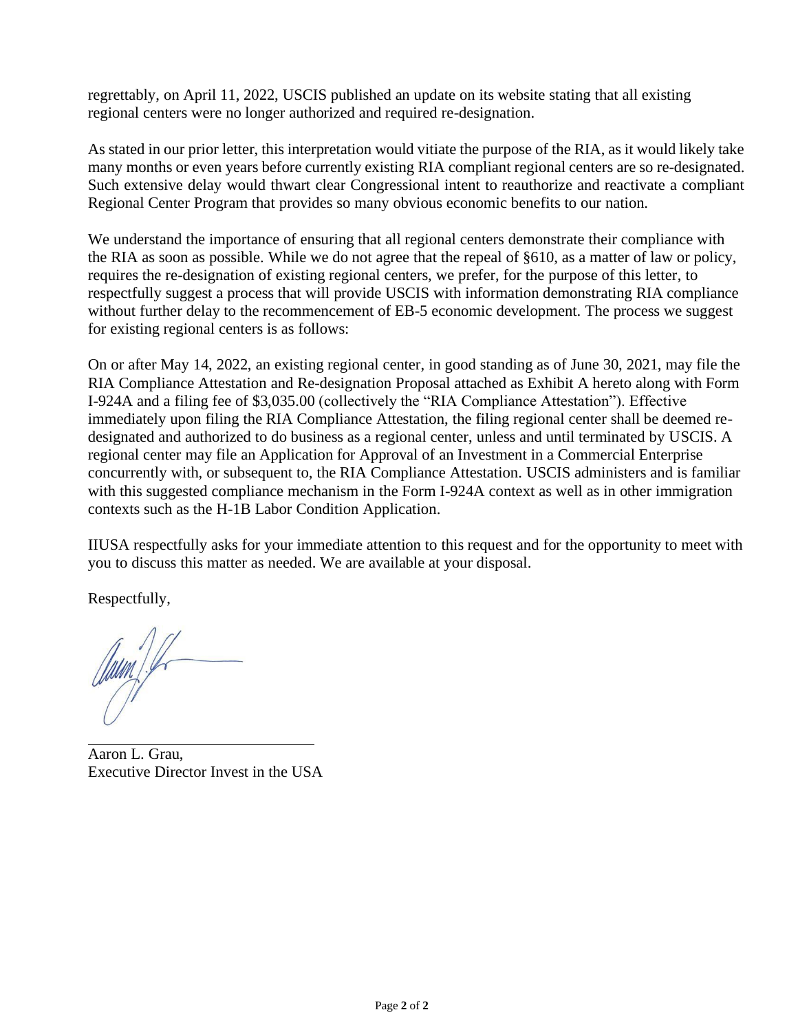regrettably, on April 11, 2022, USCIS published an update on its website stating that all existing regional centers were no longer authorized and required re-designation.

As stated in our prior letter, this interpretation would vitiate the purpose of the RIA, as it would likely take many months or even years before currently existing RIA compliant regional centers are so re-designated. Such extensive delay would thwart clear Congressional intent to reauthorize and reactivate a compliant Regional Center Program that provides so many obvious economic benefits to our nation.

We understand the importance of ensuring that all regional centers demonstrate their compliance with the RIA as soon as possible. While we do not agree that the repeal of §610, as a matter of law or policy, requires the re-designation of existing regional centers, we prefer, for the purpose of this letter, to respectfully suggest a process that will provide USCIS with information demonstrating RIA compliance without further delay to the recommencement of EB-5 economic development. The process we suggest for existing regional centers is as follows:

On or after May 14, 2022, an existing regional center, in good standing as of June 30, 2021, may file the RIA Compliance Attestation and Re-designation Proposal attached as Exhibit A hereto along with Form I-924A and a filing fee of $3,035.00 (collectively the "RIA Compliance Attestation"). Effective immediately upon filing the RIA Compliance Attestation, the filing regional center shall be deemed re-designated and authorized to do business as a regional center, unless and until terminated by USCIS. A regional center may file an Application for Approval of an Investment in a Commercial Enterprise concurrently with, or subsequent to, the RIA Compliance Attestation. USCIS administers and is familiar with this suggested compliance mechanism in the Form I-924A context as well as in other immigration contexts such as the H-1B Labor Condition Application.

IIUSA respectfully asks for your immediate attention to this request and for the opportunity to meet with you to discuss this matter as needed. We are available at your disposal.

Respectfully,

Aaron L. Grau,
Executive Director Invest in the USA